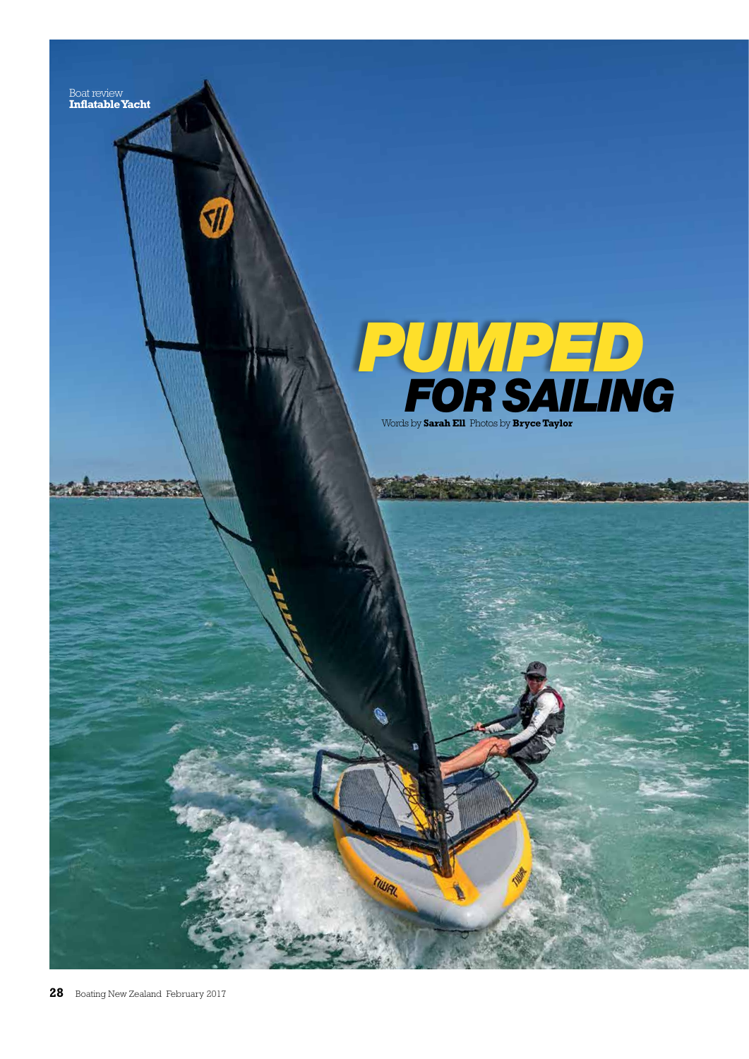Boat review
**Inflatable Yacht**

# PUMPED FOR SAILING

Words by **Sarah Ell** Photos by **Bryce Taylor**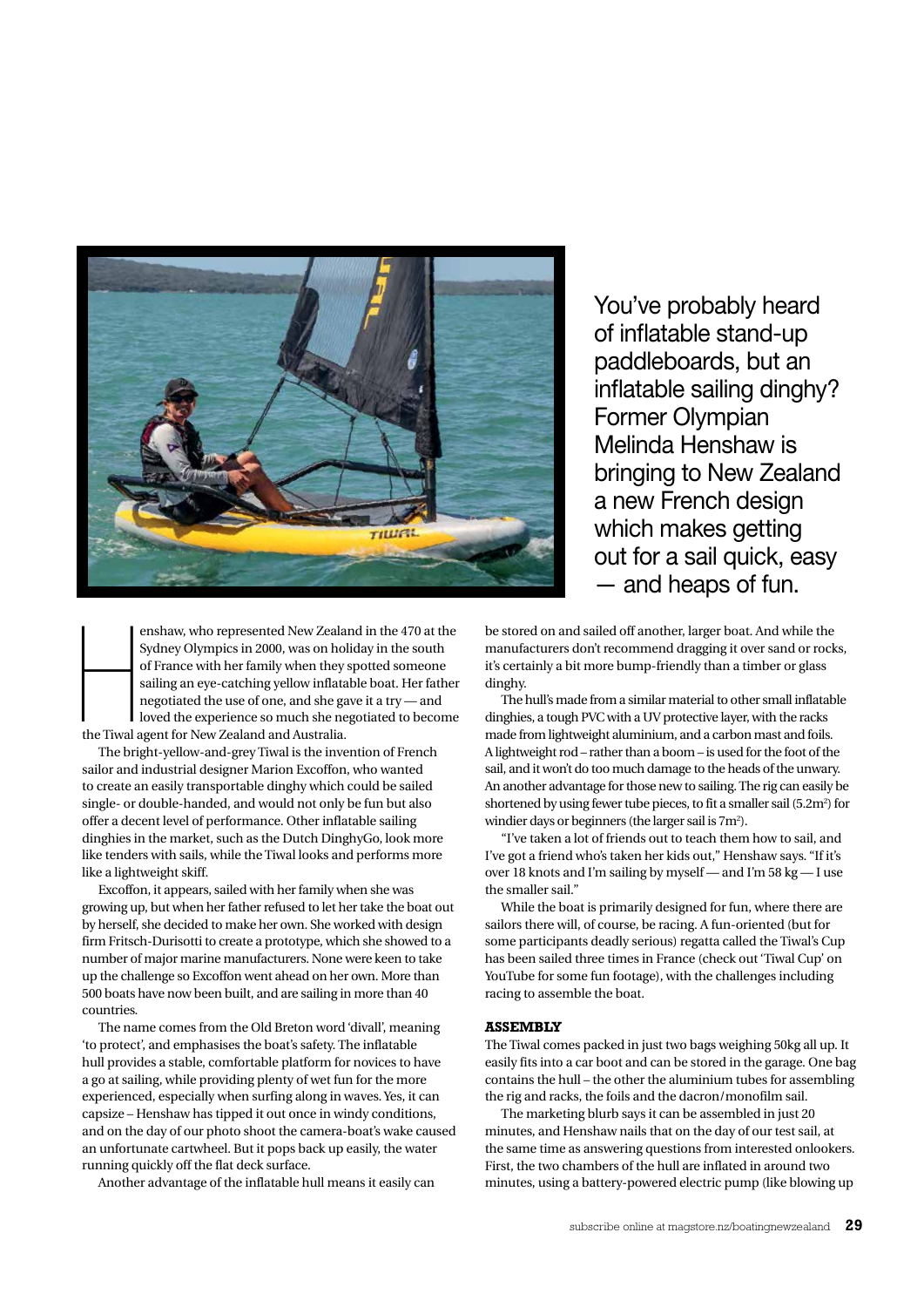You've probably heard of inflatable stand-up paddleboards, but an inflatable sailing dinghy? Former Olympian Melinda Henshaw is bringing to New Zealand a new French design which makes getting out for a sail quick, easy — and heaps of fun.

Henshaw, who represented New Zealand in the 470 at the Sydney Olympics in 2000, was on holiday in the south of France with her family when they spotted someone sailing an eye-catching yellow inflatable boat. Her father negotiated the use of one, and she gave it a try — and loved the experience so much she negotiated to become the Tiwal agent for New Zealand and Australia.

The bright-yellow-and-grey Tiwal is the invention of French sailor and industrial designer Marion Excoffon, who wanted to create an easily transportable dinghy which could be sailed single- or double-handed, and would not only be fun but also offer a decent level of performance. Other inflatable sailing dinghies in the market, such as the Dutch DinghyGo, look more like tenders with sails, while the Tiwal looks and performs more like a lightweight skiff.

Excoffon, it appears, sailed with her family when she was growing up, but when her father refused to let her take the boat out by herself, she decided to make her own. She worked with design firm Fritsch-Durisotti to create a prototype, which she showed to a number of major marine manufacturers. None were keen to take up the challenge so Excoffon went ahead on her own. More than 500 boats have now been built, and are sailing in more than 40 countries.

The name comes from the Old Breton word 'divall', meaning 'to protect', and emphasises the boat's safety. The inflatable hull provides a stable, comfortable platform for novices to have a go at sailing, while providing plenty of wet fun for the more experienced, especially when surfing along in waves. Yes, it can capsize – Henshaw has tipped it out once in windy conditions, and on the day of our photo shoot the camera-boat's wake caused an unfortunate cartwheel. But it pops back up easily, the water running quickly off the flat deck surface.

Another advantage of the inflatable hull means it easily can be stored on and sailed off another, larger boat. And while the manufacturers don't recommend dragging it over sand or rocks, it's certainly a bit more bump-friendly than a timber or glass dinghy.

The hull's made from a similar material to other small inflatable dinghies, a tough PVC with a UV protective layer, with the racks made from lightweight aluminium, and a carbon mast and foils. A lightweight rod – rather than a boom – is used for the foot of the sail, and it won't do too much damage to the heads of the unwary. An another advantage for those new to sailing. The rig can easily be shortened by using fewer tube pieces, to fit a smaller sail (5.2m²) for windier days or beginners (the larger sail is 7m²).

"I've taken a lot of friends out to teach them how to sail, and I've got a friend who's taken her kids out," Henshaw says. "If it's over 18 knots and I'm sailing by myself — and I'm 58 kg — I use the smaller sail."

While the boat is primarily designed for fun, where there are sailors there will, of course, be racing. A fun-oriented (but for some participants deadly serious) regatta called the Tiwal's Cup has been sailed three times in France (check out 'Tiwal Cup' on YouTube for some fun footage), with the challenges including racing to assemble the boat.

## ASSEMBLY

The Tiwal comes packed in just two bags weighing 50kg all up. It easily fits into a car boot and can be stored in the garage. One bag contains the hull – the other the aluminium tubes for assembling the rig and racks, the foils and the dacron/monofilm sail.

The marketing blurb says it can be assembled in just 20 minutes, and Henshaw nails that on the day of our test sail, at the same time as answering questions from interested onlookers. First, the two chambers of the hull are inflated in around two minutes, using a battery-powered electric pump (like blowing up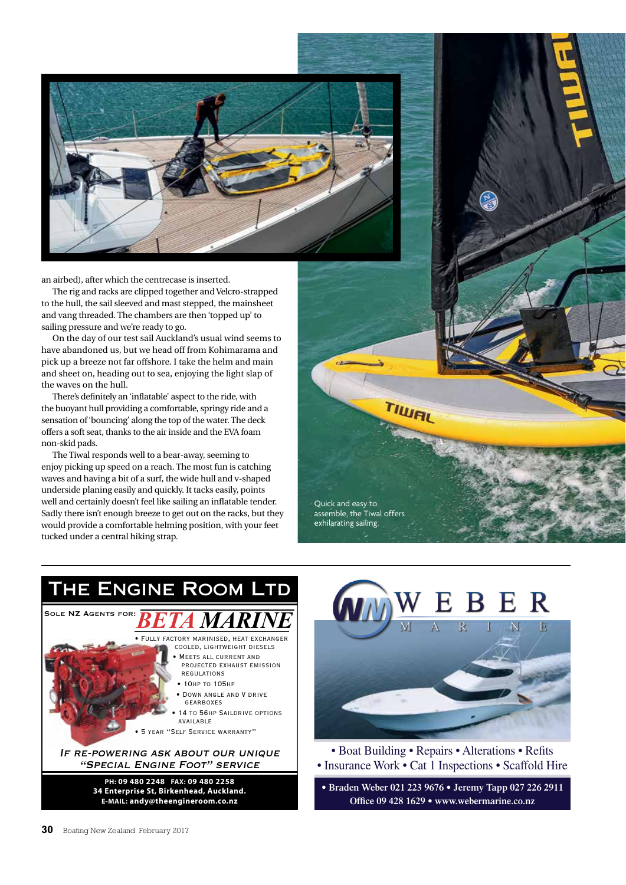an airbed), after which the centrecase is inserted.

The rig and racks are clipped together and Velcro-strapped to the hull, the sail sleeved and mast stepped, the mainsheet and vang threaded. The chambers are then 'topped up' to sailing pressure and we're ready to go.

On the day of our test sail Auckland's usual wind seems to have abandoned us, but we head off from Kohimarama and pick up a breeze not far offshore. I take the helm and main and sheet on, heading out to sea, enjoying the light slap of the waves on the hull.

There's definitely an 'inflatable' aspect to the ride, with the buoyant hull providing a comfortable, springy ride and a sensation of 'bouncing' along the top of the water. The deck offers a soft seat, thanks to the air inside and the EVA foam non-skid pads.

The Tiwal responds well to a bear-away, seeming to enjoy picking up speed on a reach. The most fun is catching waves and having a bit of a surf, the wide hull and v-shaped underside planing easily and quickly. It tacks easily, points well and certainly doesn't feel like sailing an inflatable tender. Sadly there isn't enough breeze to get out on the racks, but they would provide a comfortable helming position, with your feet tucked under a central hiking strap.

Quick and easy to assemble, the Tiwal offers exhilarating sailing.

---

# The Engine Room Ltd

Sole NZ Agents for: **BETA MARINE**

- Fully factory marinised, heat exchanger cooled, lightweight diesels
- Meets all current and projected exhaust emission regulations
- 10hp to 105hp
- Down angle and V drive gearboxes
- 14 to 56hp saildrive options available
- 5 year "Self Service warranty"

*If re-powering ask about our unique "Special Engine Foot" service*

**PH: 09 480 2248 FAX: 09 480 2258**
**34 Enterprise St, Birkenhead, Auckland.**
**E-MAIL: andy@theengineroom.co.nz**

---

# WEBER MARINE

• Boat Building • Repairs • Alterations • Refits
• Insurance Work • Cat 1 Inspections • Scaffold Hire

**• Braden Weber 021 223 9676 • Jeremy Tapp 027 226 2911**
**Office 09 428 1629 • www.webermarine.co.nz**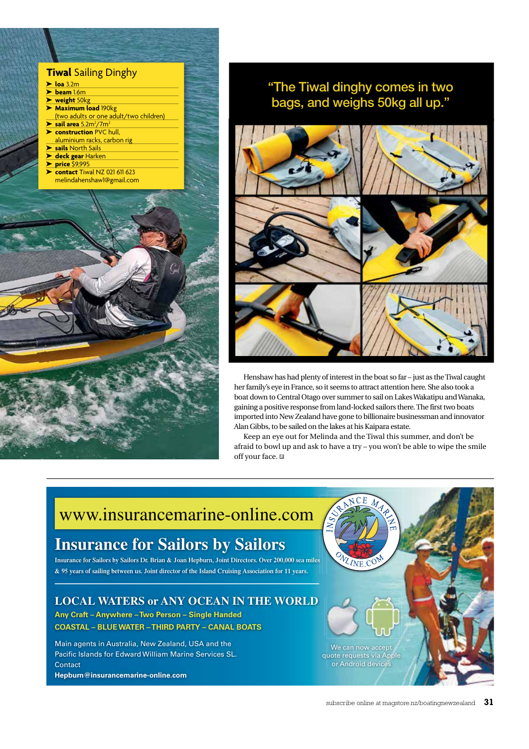## **Tiwal** Sailing Dinghy

- **loa** 3.2m
- **beam** 1.6m
- **weight** 50kg
- **Maximum load** 190kg (two adults or one adult/two children)
- **sail area** $5.2m^2$/$7m^2$
- **construction** PVC hull, aluminium racks, carbon rig
- **sails** North Sails
- **deck gear** Harken
- **price** $9,995
- **contact** Tiwal NZ 021 611 623 melindahenshaw1@gmail.com

> "The Tiwal dinghy comes in two bags, and weighs 50kg all up."

Henshaw has had plenty of interest in the boat so far – just as the Tiwal caught her family's eye in France, so it seems to attract attention here. She also took a boat down to Central Otago over summer to sail on Lakes Wakatipu and Wanaka, gaining a positive response from land-locked sailors there. The first two boats imported into New Zealand have gone to billionaire businessman and innovator Alan Gibbs, to be sailed on the lakes at his Kaipara estate.

Keep an eye out for Melinda and the Tiwal this summer, and don't be afraid to bowl up and ask to have a try – you won't be able to wipe the smile off your face.

---

www.insurancemarine-online.com

## Insurance for Sailors by Sailors

Insurance for Sailors by Sailors Dr. Brian & Joan Hepburn, Joint Directors. Over 200,000 sea miles & 95 years of sailing between us. Joint director of the Island Cruising Association for 11 years.

### LOCAL WATERS or ANY OCEAN IN THE WORLD

Any Craft – Anywhere – Two Person – Single Handed

COASTAL – BLUE WATER – THIRD PARTY – CANAL BOATS

Main agents in Australia, New Zealand, USA and the Pacific Islands for Edward William Marine Services SL.
Contact
**Hepburn@insurancemarine-online.com**

INSURANCE MARINE ONLINE.COM

We can now accept quote requests via Apple or Android devices